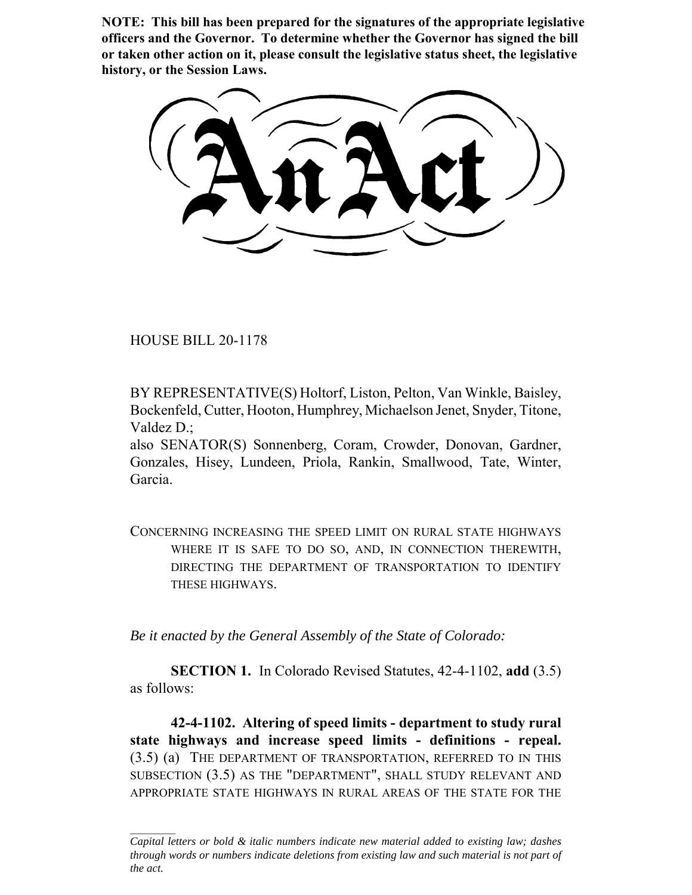**NOTE: This bill has been prepared for the signatures of the appropriate legislative officers and the Governor. To determine whether the Governor has signed the bill or taken other action on it, please consult the legislative status sheet, the legislative history, or the Session Laws.**

# An Act

HOUSE BILL 20-1178

BY REPRESENTATIVE(S) Holtorf, Liston, Pelton, Van Winkle, Baisley, Bockenfeld, Cutter, Hooton, Humphrey, Michaelson Jenet, Snyder, Titone, Valdez D.;
also SENATOR(S) Sonnenberg, Coram, Crowder, Donovan, Gardner, Gonzales, Hisey, Lundeen, Priola, Rankin, Smallwood, Tate, Winter, Garcia.

CONCERNING INCREASING THE SPEED LIMIT ON RURAL STATE HIGHWAYS WHERE IT IS SAFE TO DO SO, AND, IN CONNECTION THEREWITH, DIRECTING THE DEPARTMENT OF TRANSPORTATION TO IDENTIFY THESE HIGHWAYS.

*Be it enacted by the General Assembly of the State of Colorado:*

**SECTION 1.** In Colorado Revised Statutes, 42-4-1102, **add** (3.5) as follows:

**42-4-1102. Altering of speed limits - department to study rural state highways and increase speed limits - definitions - repeal.** (3.5) (a) THE DEPARTMENT OF TRANSPORTATION, REFERRED TO IN THIS SUBSECTION (3.5) AS THE "DEPARTMENT", SHALL STUDY RELEVANT AND APPROPRIATE STATE HIGHWAYS IN RURAL AREAS OF THE STATE FOR THE

*Capital letters or bold & italic numbers indicate new material added to existing law; dashes through words or numbers indicate deletions from existing law and such material is not part of the act.*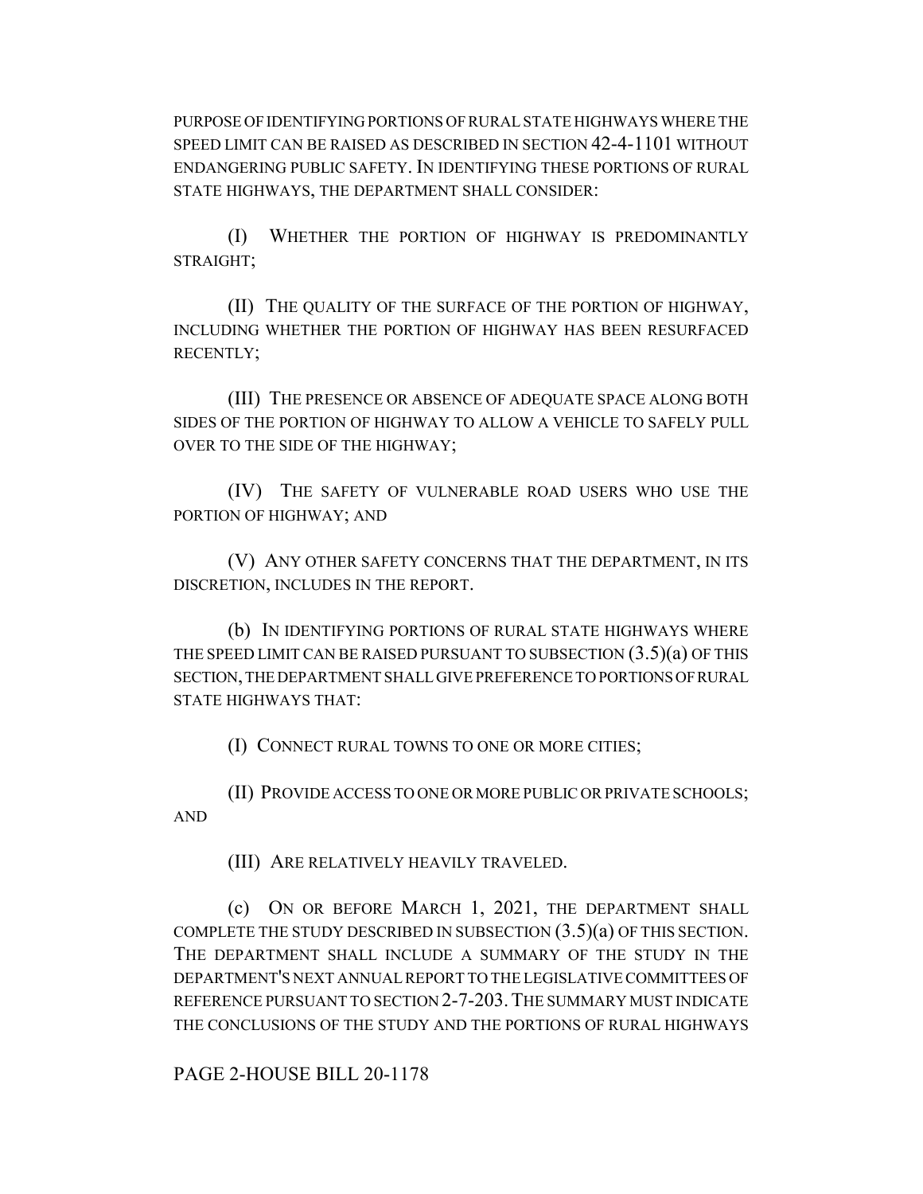PURPOSE OF IDENTIFYING PORTIONS OF RURAL STATE HIGHWAYS WHERE THE SPEED LIMIT CAN BE RAISED AS DESCRIBED IN SECTION 42-4-1101 WITHOUT ENDANGERING PUBLIC SAFETY. IN IDENTIFYING THESE PORTIONS OF RURAL STATE HIGHWAYS, THE DEPARTMENT SHALL CONSIDER:

(I) WHETHER THE PORTION OF HIGHWAY IS PREDOMINANTLY STRAIGHT;

(II) THE QUALITY OF THE SURFACE OF THE PORTION OF HIGHWAY, INCLUDING WHETHER THE PORTION OF HIGHWAY HAS BEEN RESURFACED RECENTLY;

(III) THE PRESENCE OR ABSENCE OF ADEQUATE SPACE ALONG BOTH SIDES OF THE PORTION OF HIGHWAY TO ALLOW A VEHICLE TO SAFELY PULL OVER TO THE SIDE OF THE HIGHWAY;

(IV) THE SAFETY OF VULNERABLE ROAD USERS WHO USE THE PORTION OF HIGHWAY; AND

(V) ANY OTHER SAFETY CONCERNS THAT THE DEPARTMENT, IN ITS DISCRETION, INCLUDES IN THE REPORT.

(b) IN IDENTIFYING PORTIONS OF RURAL STATE HIGHWAYS WHERE THE SPEED LIMIT CAN BE RAISED PURSUANT TO SUBSECTION (3.5)(a) OF THIS SECTION, THE DEPARTMENT SHALL GIVE PREFERENCE TO PORTIONS OF RURAL STATE HIGHWAYS THAT:

(I) CONNECT RURAL TOWNS TO ONE OR MORE CITIES;

(II) PROVIDE ACCESS TO ONE OR MORE PUBLIC OR PRIVATE SCHOOLS; AND

(III) ARE RELATIVELY HEAVILY TRAVELED.

(c) ON OR BEFORE MARCH 1, 2021, THE DEPARTMENT SHALL COMPLETE THE STUDY DESCRIBED IN SUBSECTION (3.5)(a) OF THIS SECTION. THE DEPARTMENT SHALL INCLUDE A SUMMARY OF THE STUDY IN THE DEPARTMENT'S NEXT ANNUAL REPORT TO THE LEGISLATIVE COMMITTEES OF REFERENCE PURSUANT TO SECTION 2-7-203. THE SUMMARY MUST INDICATE THE CONCLUSIONS OF THE STUDY AND THE PORTIONS OF RURAL HIGHWAYS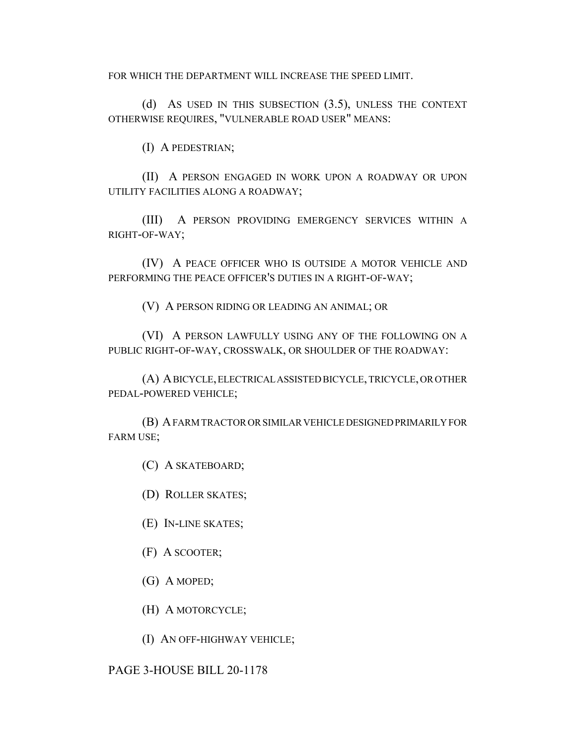FOR WHICH THE DEPARTMENT WILL INCREASE THE SPEED LIMIT.

(d) AS USED IN THIS SUBSECTION (3.5), UNLESS THE CONTEXT OTHERWISE REQUIRES, "VULNERABLE ROAD USER" MEANS:

(I) A PEDESTRIAN;

(II) A PERSON ENGAGED IN WORK UPON A ROADWAY OR UPON UTILITY FACILITIES ALONG A ROADWAY;

(III) A PERSON PROVIDING EMERGENCY SERVICES WITHIN A RIGHT-OF-WAY;

(IV) A PEACE OFFICER WHO IS OUTSIDE A MOTOR VEHICLE AND PERFORMING THE PEACE OFFICER'S DUTIES IN A RIGHT-OF-WAY;

(V) A PERSON RIDING OR LEADING AN ANIMAL; OR

(VI) A PERSON LAWFULLY USING ANY OF THE FOLLOWING ON A PUBLIC RIGHT-OF-WAY, CROSSWALK, OR SHOULDER OF THE ROADWAY:

(A) A BICYCLE, ELECTRICAL ASSISTED BICYCLE, TRICYCLE, OR OTHER PEDAL-POWERED VEHICLE;

(B) A FARM TRACTOR OR SIMILAR VEHICLE DESIGNED PRIMARILY FOR FARM USE;

(C) A SKATEBOARD;

(D) ROLLER SKATES;

(E) IN-LINE SKATES;

(F) A SCOOTER;

(G) A MOPED;

(H) A MOTORCYCLE;

(I) AN OFF-HIGHWAY VEHICLE;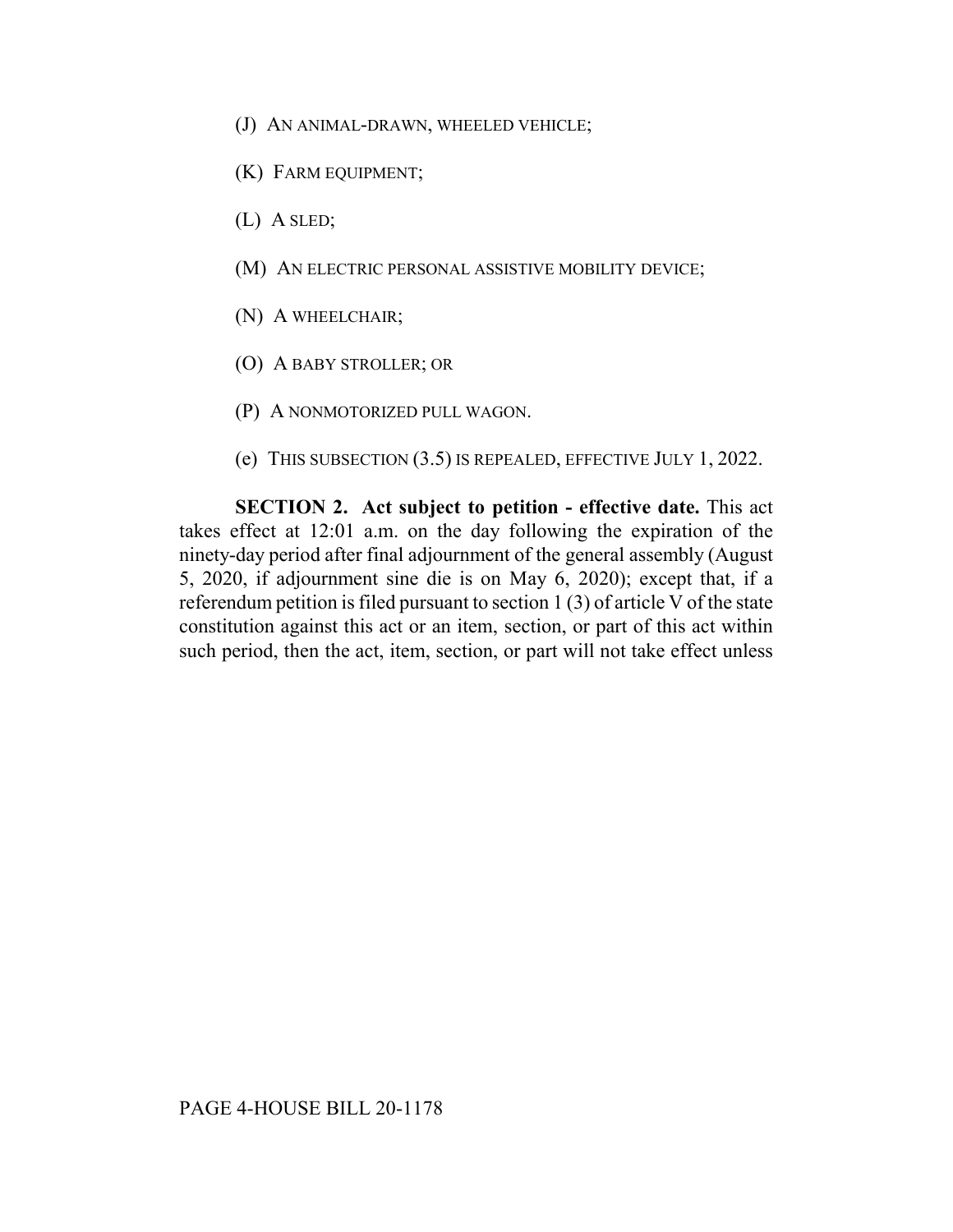(J) AN ANIMAL-DRAWN, WHEELED VEHICLE;

(K) FARM EQUIPMENT;

(L) A SLED;

(M) AN ELECTRIC PERSONAL ASSISTIVE MOBILITY DEVICE;

(N) A WHEELCHAIR;

(O) A BABY STROLLER; OR

(P) A NONMOTORIZED PULL WAGON.

(e) THIS SUBSECTION (3.5) IS REPEALED, EFFECTIVE JULY 1, 2022.

**SECTION 2. Act subject to petition - effective date.** This act takes effect at 12:01 a.m. on the day following the expiration of the ninety-day period after final adjournment of the general assembly (August 5, 2020, if adjournment sine die is on May 6, 2020); except that, if a referendum petition is filed pursuant to section 1 (3) of article V of the state constitution against this act or an item, section, or part of this act within such period, then the act, item, section, or part will not take effect unless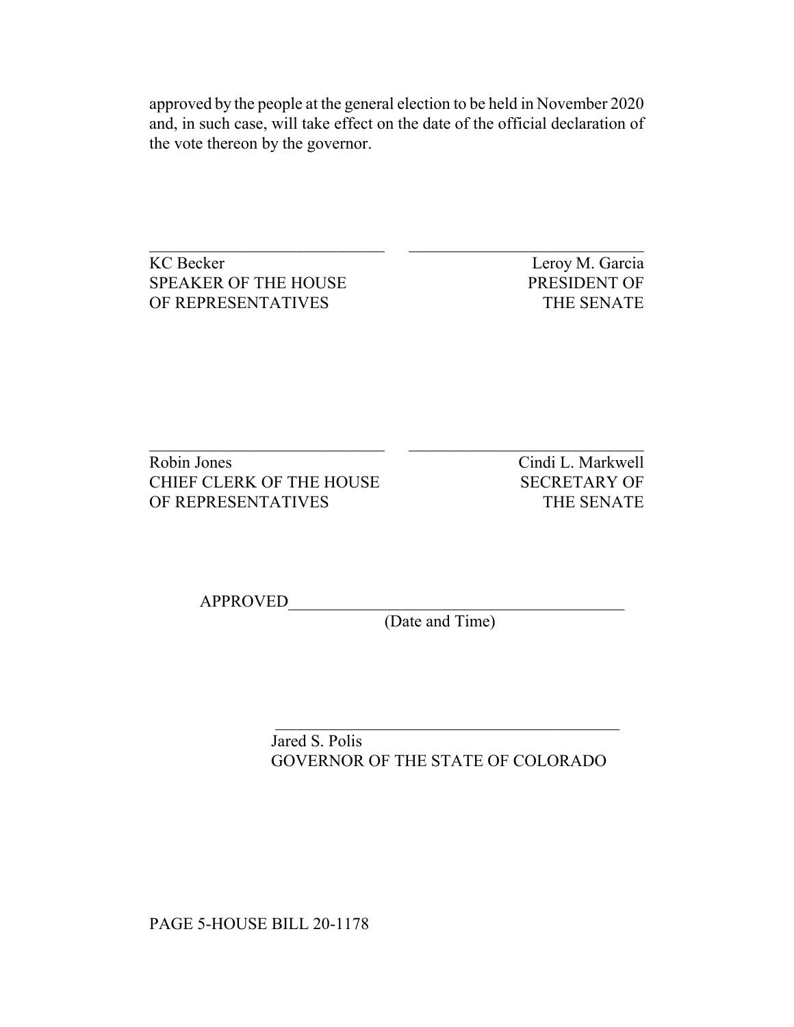approved by the people at the general election to be held in November 2020 and, in such case, will take effect on the date of the official declaration of the vote thereon by the governor.

____________________________  ____________________________
KC Becker
SPEAKER OF THE HOUSE
OF REPRESENTATIVES

Leroy M. Garcia
PRESIDENT OF
THE SENATE

____________________________  ____________________________
Robin Jones
CHIEF CLERK OF THE HOUSE
OF REPRESENTATIVES

Cindi L. Markwell
SECRETARY OF
THE SENATE

APPROVED________________________________________
(Date and Time)

_________________________________________
Jared S. Polis
GOVERNOR OF THE STATE OF COLORADO

PAGE 5-HOUSE BILL 20-1178